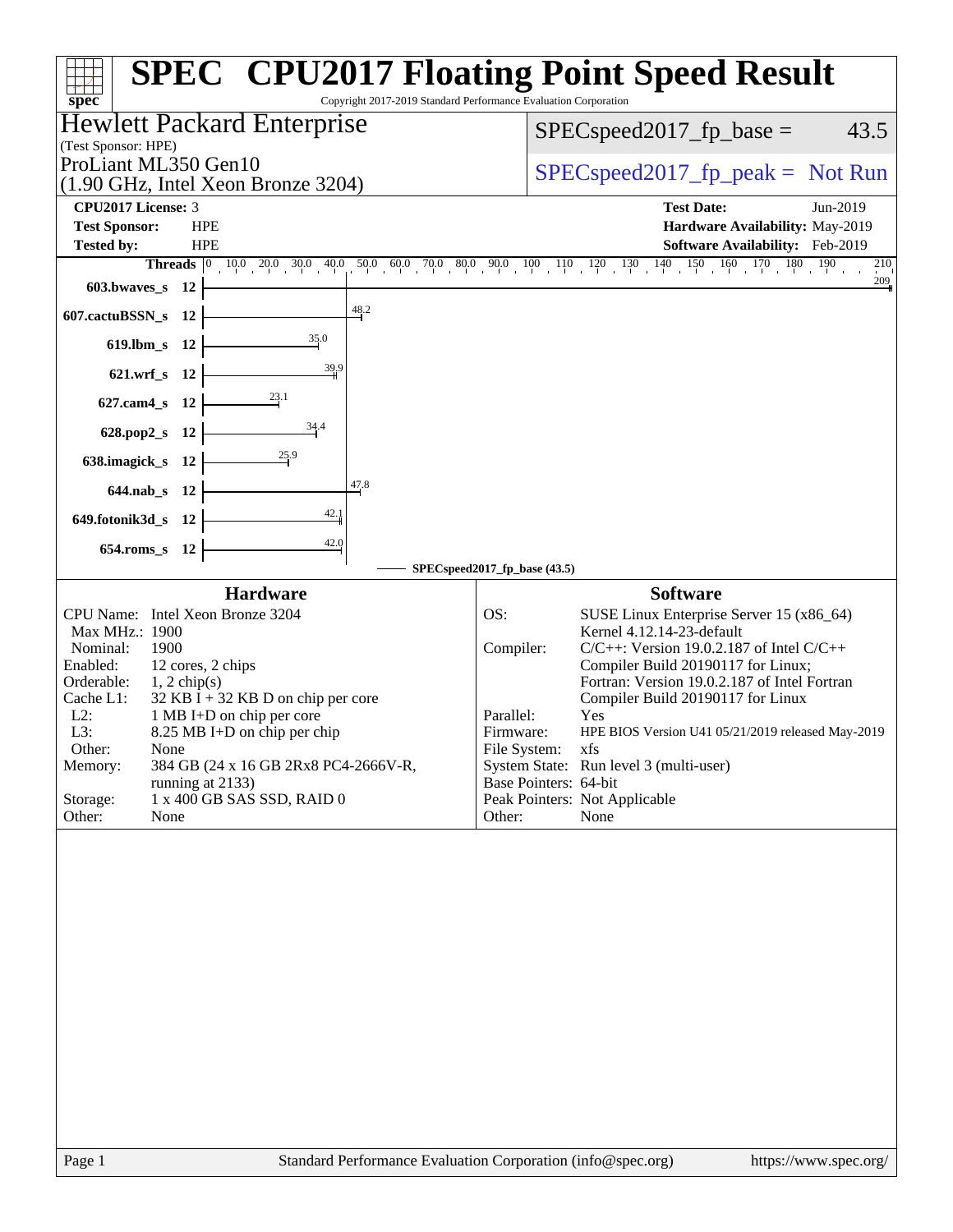# SPEC CPU2017 Floating Point Speed Result

Copyright 2017-2019 Standard Performance Evaluation Corporation

**Hewlett Packard Enterprise**
(Test Sponsor: HPE)

ProLiant ML350 Gen10
(1.90 GHz, Intel Xeon Bronze 3204)

SPECspeed2017_fp_base = 43.5

SPECspeed2017_fp_peak = Not Run

| | | | |
|---|---|---|---|
| **CPU2017 License:** | 3 | **Test Date:** | Jun-2019 |
| **Test Sponsor:** | HPE | **Hardware Availability:** | May-2019 |
| **Tested by:** | HPE | **Software Availability:** | Feb-2019 |

| Benchmark | Threads | SPECspeed2017_fp_base |
|---|---|---|
| 603.bwaves_s | 12 | 209 |
| 607.cactuBSSN_s | 12 | 48.2 |
| 619.lbm_s | 12 | 35.0 |
| 621.wrf_s | 12 | 39.9 |
| 627.cam4_s | 12 | 23.1 |
| 628.pop2_s | 12 | 34.4 |
| 638.imagick_s | 12 | 25.9 |
| 644.nab_s | 12 | 47.8 |
| 649.fotonik3d_s | 12 | 42.1 |
| 654.roms_s | 12 | 42.0 |

SPECspeed2017_fp_base (43.5)

## Hardware

| | |
|---|---|
| CPU Name: | Intel Xeon Bronze 3204 |
| Max MHz.: | 1900 |
| Nominal: | 1900 |
| Enabled: | 12 cores, 2 chips |
| Orderable: | 1, 2 chip(s) |
| Cache L1: | 32 KB I + 32 KB D on chip per core |
| L2: | 1 MB I+D on chip per core |
| L3: | 8.25 MB I+D on chip per chip |
| Other: | None |
| Memory: | 384 GB (24 x 16 GB 2Rx8 PC4-2666V-R, running at 2133) |
| Storage: | 1 x 400 GB SAS SSD, RAID 0 |
| Other: | None |

## Software

| | |
|---|---|
| OS: | SUSE Linux Enterprise Server 15 (x86_64) Kernel 4.12.14-23-default |
| Compiler: | C/C++: Version 19.0.2.187 of Intel C/C++ Compiler Build 20190117 for Linux; Fortran: Version 19.0.2.187 of Intel Fortran Compiler Build 20190117 for Linux |
| Parallel: | Yes |
| Firmware: | HPE BIOS Version U41 05/21/2019 released May-2019 |
| File System: | xfs |
| System State: | Run level 3 (multi-user) |
| Base Pointers: | 64-bit |
| Peak Pointers: | Not Applicable |
| Other: | None |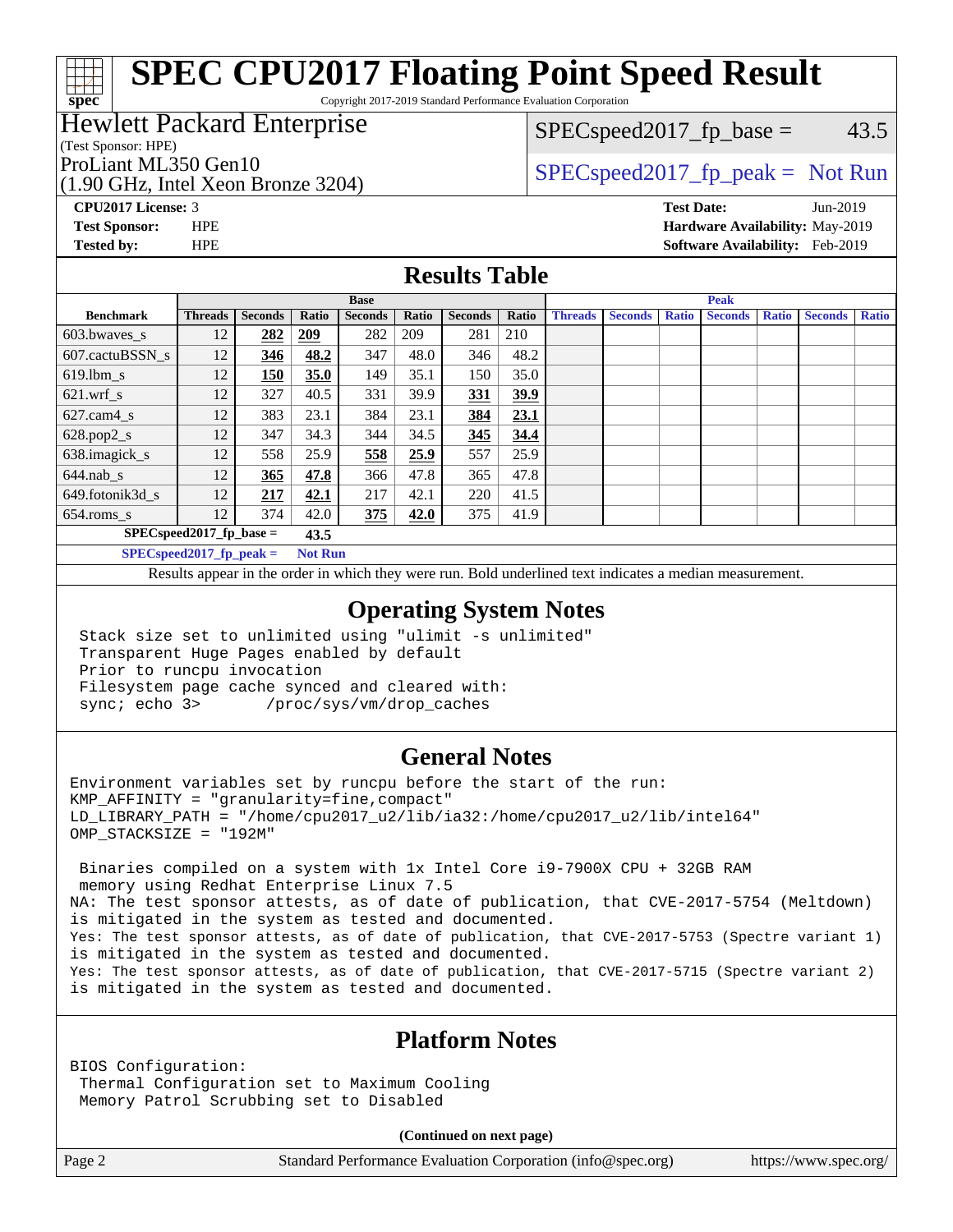# SPEC CPU2017 Floating Point Speed Result

Copyright 2017-2019 Standard Performance Evaluation Corporation

**Hewlett Packard Enterprise**
(Test Sponsor: HPE)

ProLiant ML350 Gen10
(1.90 GHz, Intel Xeon Bronze 3204)

SPECspeed2017_fp_base = 43.5

SPECspeed2017_fp_peak = Not Run

**CPU2017 License:** 3
**Test Sponsor:** HPE
**Tested by:** HPE

**Test Date:** Jun-2019
**Hardware Availability:** May-2019
**Software Availability:** Feb-2019

## Results Table

| | Base | | | | | | | Peak | | | | | | |
|---|---|---|---|---|---|---|---|---|---|---|---|---|---|---|
| **Benchmark** | **Threads** | **Seconds** | **Ratio** | **Seconds** | **Ratio** | **Seconds** | **Ratio** | **Threads** | **Seconds** | **Ratio** | **Seconds** | **Ratio** | **Seconds** | **Ratio** |
| 603.bwaves_s | 12 | **282** | **209** | 282 | 209 | 281 | 210 | | | | | | | |
| 607.cactuBSSN_s | 12 | **346** | **48.2** | 347 | 48.0 | 346 | 48.2 | | | | | | | |
| 619.lbm_s | 12 | **150** | **35.0** | 149 | 35.1 | 150 | 35.0 | | | | | | | |
| 621.wrf_s | 12 | 327 | 40.5 | 331 | 39.9 | **331** | **39.9** | | | | | | | |
| 627.cam4_s | 12 | 383 | 23.1 | 384 | 23.1 | **384** | **23.1** | | | | | | | |
| 628.pop2_s | 12 | 347 | 34.3 | 344 | 34.5 | **345** | **34.4** | | | | | | | |
| 638.imagick_s | 12 | 558 | 25.9 | **558** | **25.9** | 557 | 25.9 | | | | | | | |
| 644.nab_s | 12 | **365** | **47.8** | 366 | 47.8 | 365 | 47.8 | | | | | | | |
| 649.fotonik3d_s | 12 | **217** | **42.1** | 217 | 42.1 | 220 | 41.5 | | | | | | | |
| 654.roms_s | 12 | 374 | 42.0 | **375** | **42.0** | 375 | 41.9 | | | | | | | |

**SPECspeed2017_fp_base =** **43.5**

**SPECspeed2017_fp_peak =** **Not Run**

Results appear in the order in which they were run. Bold underlined text indicates a median measurement.

## Operating System Notes

```
Stack size set to unlimited using "ulimit -s unlimited"
Transparent Huge Pages enabled by default
Prior to runcpu invocation
Filesystem page cache synced and cleared with:
sync; echo 3>       /proc/sys/vm/drop_caches
```

## General Notes

```
Environment variables set by runcpu before the start of the run:
KMP_AFFINITY = "granularity=fine,compact"
LD_LIBRARY_PATH = "/home/cpu2017_u2/lib/ia32:/home/cpu2017_u2/lib/intel64"
OMP_STACKSIZE = "192M"

 Binaries compiled on a system with 1x Intel Core i9-7900X CPU + 32GB RAM
 memory using Redhat Enterprise Linux 7.5
NA: The test sponsor attests, as of date of publication, that CVE-2017-5754 (Meltdown)
is mitigated in the system as tested and documented.
Yes: The test sponsor attests, as of date of publication, that CVE-2017-5753 (Spectre variant 1)
is mitigated in the system as tested and documented.
Yes: The test sponsor attests, as of date of publication, that CVE-2017-5715 (Spectre variant 2)
is mitigated in the system as tested and documented.
```

## Platform Notes

```
BIOS Configuration:
 Thermal Configuration set to Maximum Cooling
 Memory Patrol Scrubbing set to Disabled
```

**(Continued on next page)**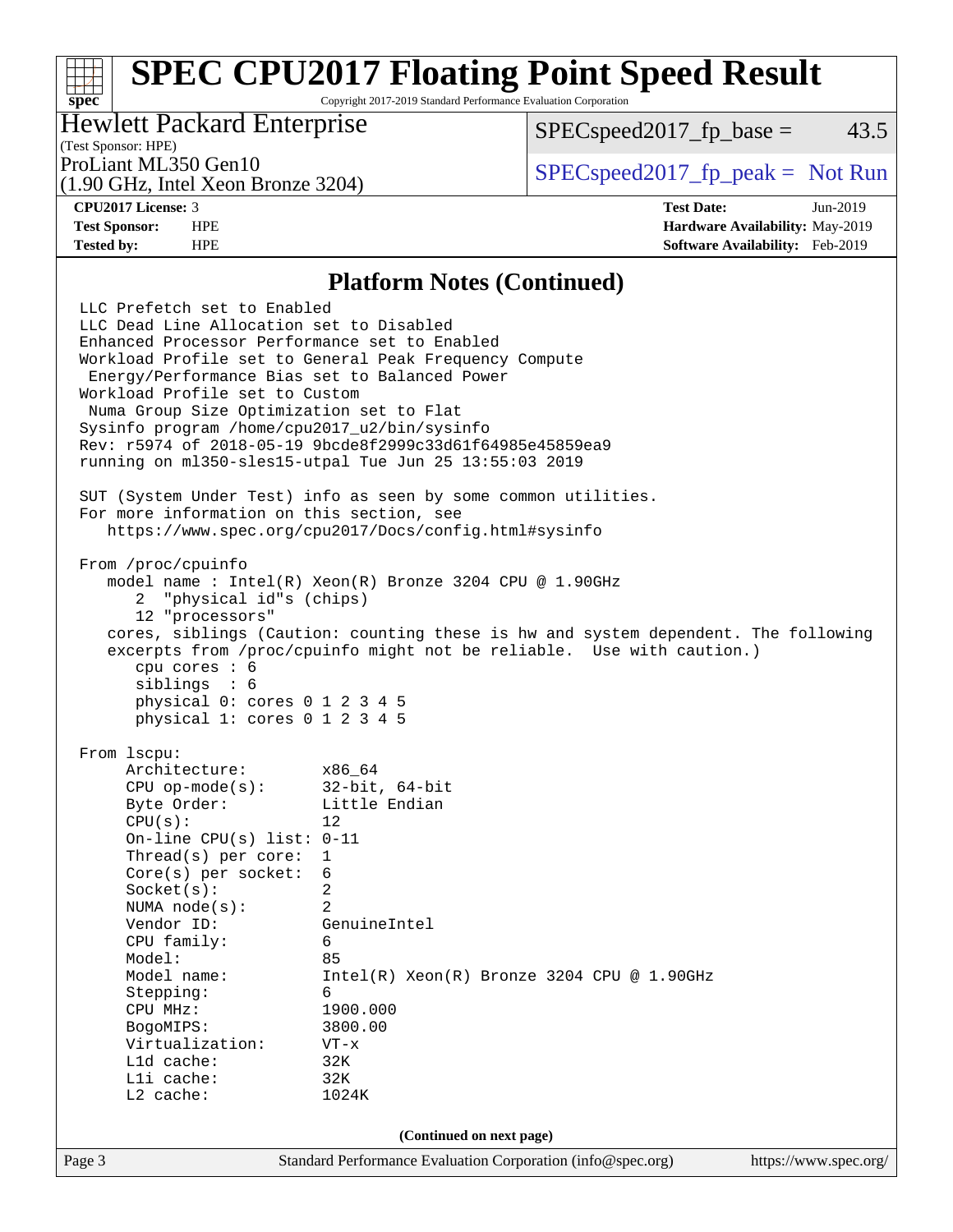## Platform Notes (Continued)

```
LLC Prefetch set to Enabled
LLC Dead Line Allocation set to Disabled
Enhanced Processor Performance set to Enabled
Workload Profile set to General Peak Frequency Compute
 Energy/Performance Bias set to Balanced Power
Workload Profile set to Custom
 Numa Group Size Optimization set to Flat
Sysinfo program /home/cpu2017_u2/bin/sysinfo
Rev: r5974 of 2018-05-19 9bcde8f2999c33d61f64985e45859ea9
running on ml350-sles15-utpal Tue Jun 25 13:55:03 2019

SUT (System Under Test) info as seen by some common utilities.
For more information on this section, see
   https://www.spec.org/cpu2017/Docs/config.html#sysinfo

From /proc/cpuinfo
   model name : Intel(R) Xeon(R) Bronze 3204 CPU @ 1.90GHz
      2  "physical id"s (chips)
      12 "processors"
   cores, siblings (Caution: counting these is hw and system dependent. The following
   excerpts from /proc/cpuinfo might not be reliable.  Use with caution.)
      cpu cores : 6
      siblings  : 6
      physical 0: cores 0 1 2 3 4 5
      physical 1: cores 0 1 2 3 4 5

From lscpu:
     Architecture:        x86_64
     CPU op-mode(s):      32-bit, 64-bit
     Byte Order:          Little Endian
     CPU(s):              12
     On-line CPU(s) list: 0-11
     Thread(s) per core:  1
     Core(s) per socket:  6
     Socket(s):           2
     NUMA node(s):        2
     Vendor ID:           GenuineIntel
     CPU family:          6
     Model:               85
     Model name:          Intel(R) Xeon(R) Bronze 3204 CPU @ 1.90GHz
     Stepping:            6
     CPU MHz:             1900.000
     BogoMIPS:            3800.00
     Virtualization:      VT-x
     L1d cache:           32K
     L1i cache:           32K
     L2 cache:            1024K
```

(Continued on next page)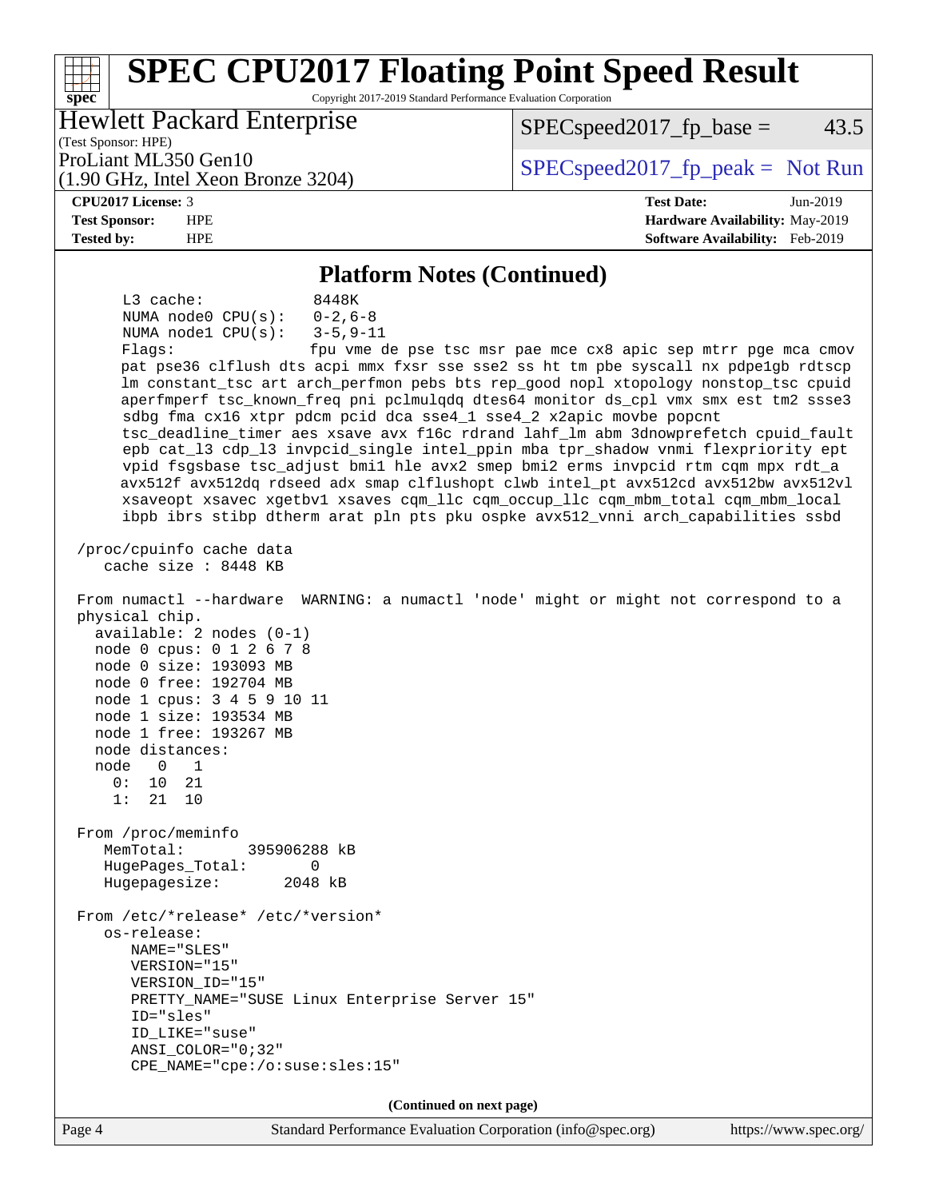## Platform Notes (Continued)

```
     L3 cache:            8448K
     NUMA node0 CPU(s):   0-2,6-8
     NUMA node1 CPU(s):   3-5,9-11
     Flags:               fpu vme de pse tsc msr pae mce cx8 apic sep mtrr pge mca cmov
     pat pse36 clflush dts acpi mmx fxsr sse sse2 ss ht tm pbe syscall nx pdpe1gb rdtscp
     lm constant_tsc art arch_perfmon pebs bts rep_good nopl xtopology nonstop_tsc cpuid
     aperfmperf tsc_known_freq pni pclmulqdq dtes64 monitor ds_cpl vmx smx est tm2 ssse3
     sdbg fma cx16 xtpr pdcm pcid dca sse4_1 sse4_2 x2apic movbe popcnt
     tsc_deadline_timer aes xsave avx f16c rdrand lahf_lm abm 3dnowprefetch cpuid_fault
     epb cat_l3 cdp_l3 invpcid_single intel_ppin mba tpr_shadow vnmi flexpriority ept
     vpid fsgsbase tsc_adjust bmi1 hle avx2 smep bmi2 erms invpcid rtm cqm mpx rdt_a
     avx512f avx512dq rdseed adx smap clflushopt clwb intel_pt avx512cd avx512bw avx512vl
     xsaveopt xsavec xgetbv1 xsaves cqm_llc cqm_occup_llc cqm_mbm_total cqm_mbm_local
     ibpb ibrs stibp dtherm arat pln pts pku ospke avx512_vnni arch_capabilities ssbd

 /proc/cpuinfo cache data
    cache size : 8448 KB

 From numactl --hardware  WARNING: a numactl 'node' might or might not correspond to a
 physical chip.
   available: 2 nodes (0-1)
   node 0 cpus: 0 1 2 6 7 8
   node 0 size: 193093 MB
   node 0 free: 192704 MB
   node 1 cpus: 3 4 5 9 10 11
   node 1 size: 193534 MB
   node 1 free: 193267 MB
   node distances:
   node   0   1
     0:  10  21
     1:  21  10

 From /proc/meminfo
    MemTotal:       395906288 kB
    HugePages_Total:       0
    Hugepagesize:       2048 kB

 From /etc/*release* /etc/*version*
    os-release:
       NAME="SLES"
       VERSION="15"
       VERSION_ID="15"
       PRETTY_NAME="SUSE Linux Enterprise Server 15"
       ID="sles"
       ID_LIKE="suse"
       ANSI_COLOR="0;32"
       CPE_NAME="cpe:/o:suse:sles:15"
```

(Continued on next page)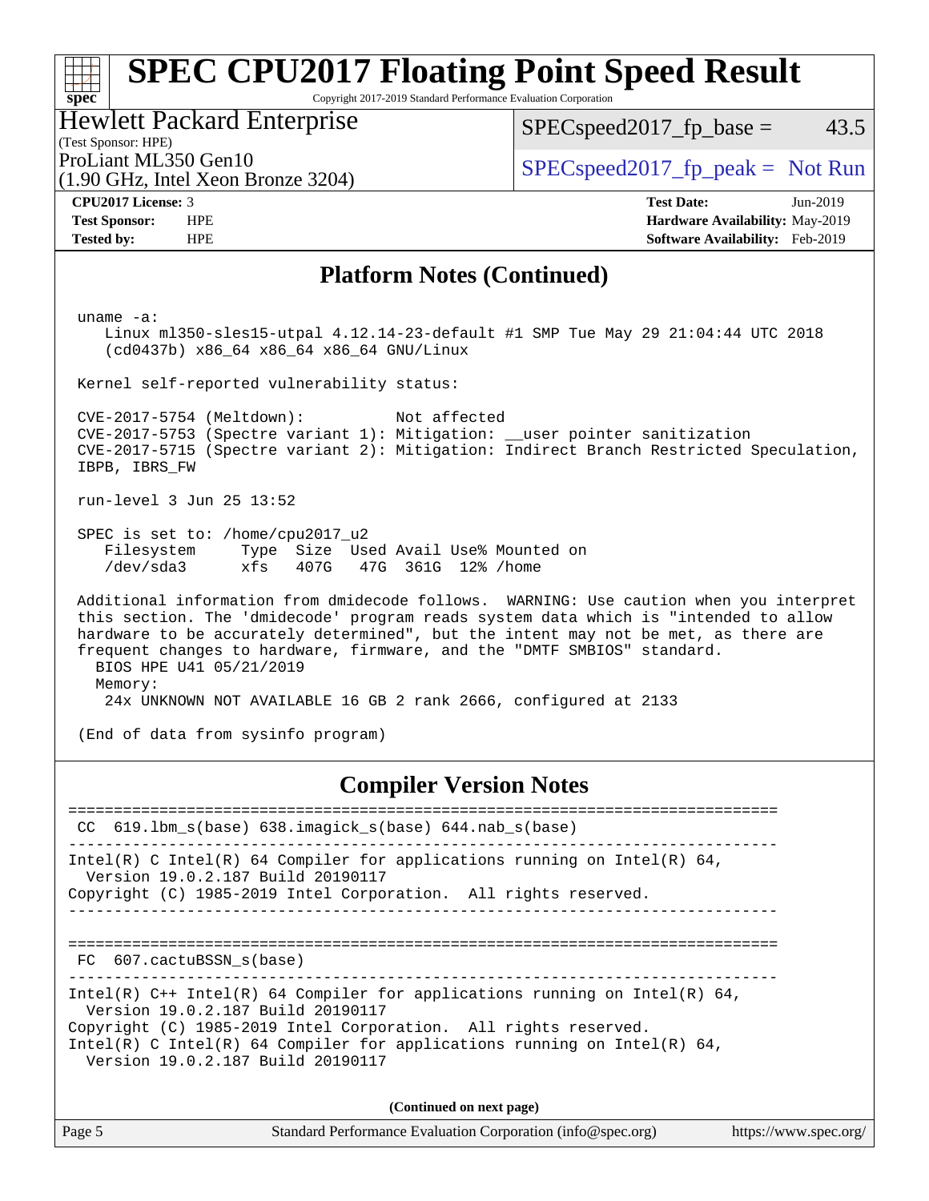## Platform Notes (Continued)

```
uname -a:
   Linux ml350-sles15-utpal 4.12.14-23-default #1 SMP Tue May 29 21:04:44 UTC 2018
   (cd0437b) x86_64 x86_64 x86_64 GNU/Linux

Kernel self-reported vulnerability status:

CVE-2017-5754 (Meltdown):          Not affected
CVE-2017-5753 (Spectre variant 1): Mitigation: __user pointer sanitization
CVE-2017-5715 (Spectre variant 2): Mitigation: Indirect Branch Restricted Speculation,
IBPB, IBRS_FW

run-level 3 Jun 25 13:52

SPEC is set to: /home/cpu2017_u2
   Filesystem     Type  Size  Used Avail Use% Mounted on
   /dev/sda3      xfs   407G   47G  361G  12% /home

Additional information from dmidecode follows.  WARNING: Use caution when you interpret
this section. The 'dmidecode' program reads system data which is "intended to allow
hardware to be accurately determined", but the intent may not be met, as there are
frequent changes to hardware, firmware, and the "DMTF SMBIOS" standard.
  BIOS HPE U41 05/21/2019
  Memory:
   24x UNKNOWN NOT AVAILABLE 16 GB 2 rank 2666, configured at 2133

(End of data from sysinfo program)
```

## Compiler Version Notes

```
==============================================================================
 CC  619.lbm_s(base) 638.imagick_s(base) 644.nab_s(base)
------------------------------------------------------------------------------
Intel(R) C Intel(R) 64 Compiler for applications running on Intel(R) 64,
  Version 19.0.2.187 Build 20190117
Copyright (C) 1985-2019 Intel Corporation.  All rights reserved.
------------------------------------------------------------------------------

==============================================================================
 FC  607.cactuBSSN_s(base)
------------------------------------------------------------------------------
Intel(R) C++ Intel(R) 64 Compiler for applications running on Intel(R) 64,
  Version 19.0.2.187 Build 20190117
Copyright (C) 1985-2019 Intel Corporation.  All rights reserved.
Intel(R) C Intel(R) 64 Compiler for applications running on Intel(R) 64,
  Version 19.0.2.187 Build 20190117
```

(Continued on next page)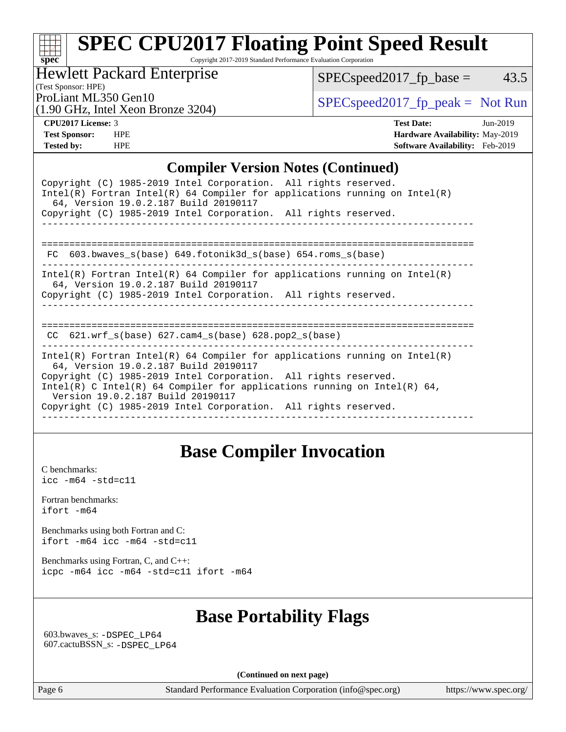# SPEC CPU2017 Floating Point Speed Result

Copyright 2017-2019 Standard Performance Evaluation Corporation

**Hewlett Packard Enterprise**
(Test Sponsor: HPE)
ProLiant ML350 Gen10
(1.90 GHz, Intel Xeon Bronze 3204)

SPECspeed2017_fp_base = 43.5

SPECspeed2017_fp_peak = Not Run

**CPU2017 License:** 3
**Test Sponsor:** HPE
**Tested by:** HPE

**Test Date:** Jun-2019
**Hardware Availability:** May-2019
**Software Availability:** Feb-2019

## Compiler Version Notes (Continued)

```
Copyright (C) 1985-2019 Intel Corporation.  All rights reserved.
Intel(R) Fortran Intel(R) 64 Compiler for applications running on Intel(R)
  64, Version 19.0.2.187 Build 20190117
Copyright (C) 1985-2019 Intel Corporation.  All rights reserved.
------------------------------------------------------------------------------

==============================================================================
 FC  603.bwaves_s(base) 649.fotonik3d_s(base) 654.roms_s(base)
------------------------------------------------------------------------------
Intel(R) Fortran Intel(R) 64 Compiler for applications running on Intel(R)
  64, Version 19.0.2.187 Build 20190117
Copyright (C) 1985-2019 Intel Corporation.  All rights reserved.
------------------------------------------------------------------------------

==============================================================================
 CC  621.wrf_s(base) 627.cam4_s(base) 628.pop2_s(base)
------------------------------------------------------------------------------
Intel(R) Fortran Intel(R) 64 Compiler for applications running on Intel(R)
  64, Version 19.0.2.187 Build 20190117
Copyright (C) 1985-2019 Intel Corporation.  All rights reserved.
Intel(R) C Intel(R) 64 Compiler for applications running on Intel(R) 64,
  Version 19.0.2.187 Build 20190117
Copyright (C) 1985-2019 Intel Corporation.  All rights reserved.
------------------------------------------------------------------------------
```

## Base Compiler Invocation

C benchmarks:
icc -m64 -std=c11

Fortran benchmarks:
ifort -m64

Benchmarks using both Fortran and C:
ifort -m64 icc -m64 -std=c11

Benchmarks using Fortran, C, and C++:
icpc -m64 icc -m64 -std=c11 ifort -m64

## Base Portability Flags

603.bwaves_s: -DSPEC_LP64
607.cactuBSSN_s: -DSPEC_LP64

**(Continued on next page)**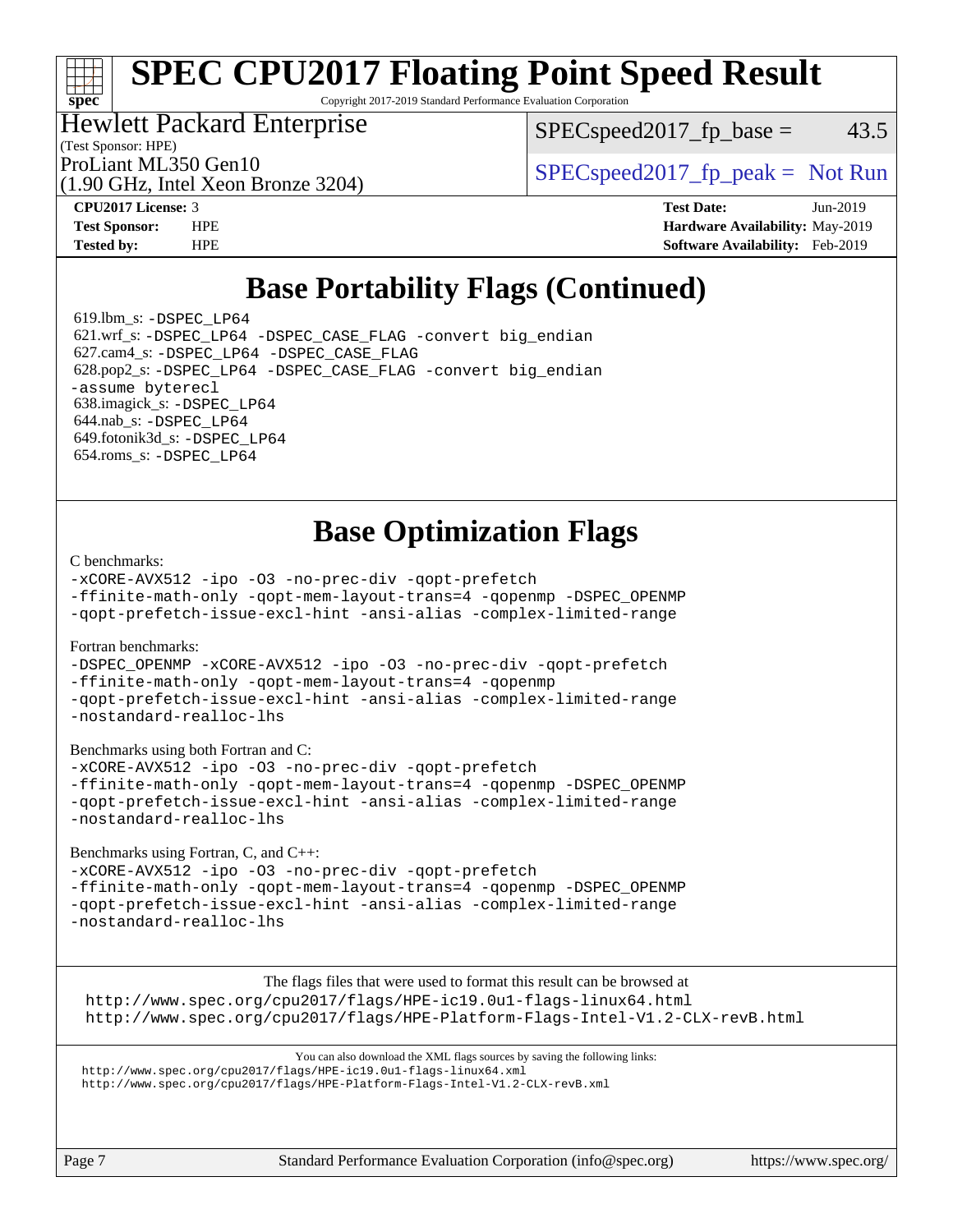# SPEC CPU2017 Floating Point Speed Result

Copyright 2017-2019 Standard Performance Evaluation Corporation

Hewlett Packard Enterprise
(Test Sponsor: HPE)
ProLiant ML350 Gen10
(1.90 GHz, Intel Xeon Bronze 3204)

SPECspeed2017_fp_base = 43.5

SPECspeed2017_fp_peak = Not Run

**CPU2017 License:** 3
**Test Sponsor:** HPE
**Tested by:** HPE

**Test Date:** Jun-2019
**Hardware Availability:** May-2019
**Software Availability:** Feb-2019

## Base Portability Flags (Continued)

619.lbm_s: -DSPEC_LP64
621.wrf_s: -DSPEC_LP64 -DSPEC_CASE_FLAG -convert big_endian
627.cam4_s: -DSPEC_LP64 -DSPEC_CASE_FLAG
628.pop2_s: -DSPEC_LP64 -DSPEC_CASE_FLAG -convert big_endian -assume byterecl
638.imagick_s: -DSPEC_LP64
644.nab_s: -DSPEC_LP64
649.fotonik3d_s: -DSPEC_LP64
654.roms_s: -DSPEC_LP64

## Base Optimization Flags

C benchmarks:
-xCORE-AVX512 -ipo -O3 -no-prec-div -qopt-prefetch -ffinite-math-only -qopt-mem-layout-trans=4 -qopenmp -DSPEC_OPENMP -qopt-prefetch-issue-excl-hint -ansi-alias -complex-limited-range

Fortran benchmarks:
-DSPEC_OPENMP -xCORE-AVX512 -ipo -O3 -no-prec-div -qopt-prefetch -ffinite-math-only -qopt-mem-layout-trans=4 -qopenmp -qopt-prefetch-issue-excl-hint -ansi-alias -complex-limited-range -nostandard-realloc-lhs

Benchmarks using both Fortran and C:
-xCORE-AVX512 -ipo -O3 -no-prec-div -qopt-prefetch -ffinite-math-only -qopt-mem-layout-trans=4 -qopenmp -DSPEC_OPENMP -qopt-prefetch-issue-excl-hint -ansi-alias -complex-limited-range -nostandard-realloc-lhs

Benchmarks using Fortran, C, and C++:
-xCORE-AVX512 -ipo -O3 -no-prec-div -qopt-prefetch -ffinite-math-only -qopt-mem-layout-trans=4 -qopenmp -DSPEC_OPENMP -qopt-prefetch-issue-excl-hint -ansi-alias -complex-limited-range -nostandard-realloc-lhs

The flags files that were used to format this result can be browsed at
http://www.spec.org/cpu2017/flags/HPE-ic19.0u1-flags-linux64.html
http://www.spec.org/cpu2017/flags/HPE-Platform-Flags-Intel-V1.2-CLX-revB.html

You can also download the XML flags sources by saving the following links:
http://www.spec.org/cpu2017/flags/HPE-ic19.0u1-flags-linux64.xml
http://www.spec.org/cpu2017/flags/HPE-Platform-Flags-Intel-V1.2-CLX-revB.xml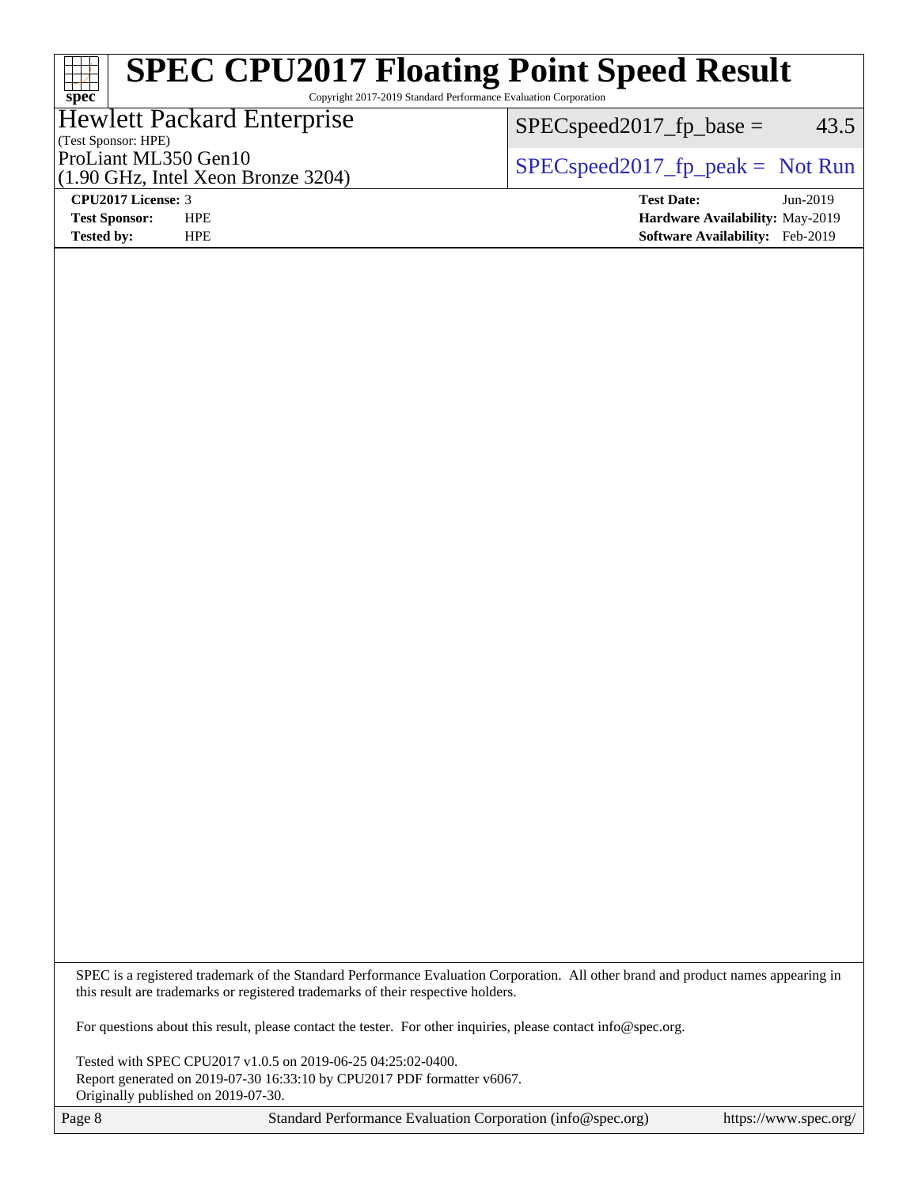SPEC is a registered trademark of the Standard Performance Evaluation Corporation. All other brand and product names appearing in this result are trademarks or registered trademarks of their respective holders.

For questions about this result, please contact the tester. For other inquiries, please contact info@spec.org.

Tested with SPEC CPU2017 v1.0.5 on 2019-06-25 04:25:02-0400.
Report generated on 2019-07-30 16:33:10 by CPU2017 PDF formatter v6067.
Originally published on 2019-07-30.